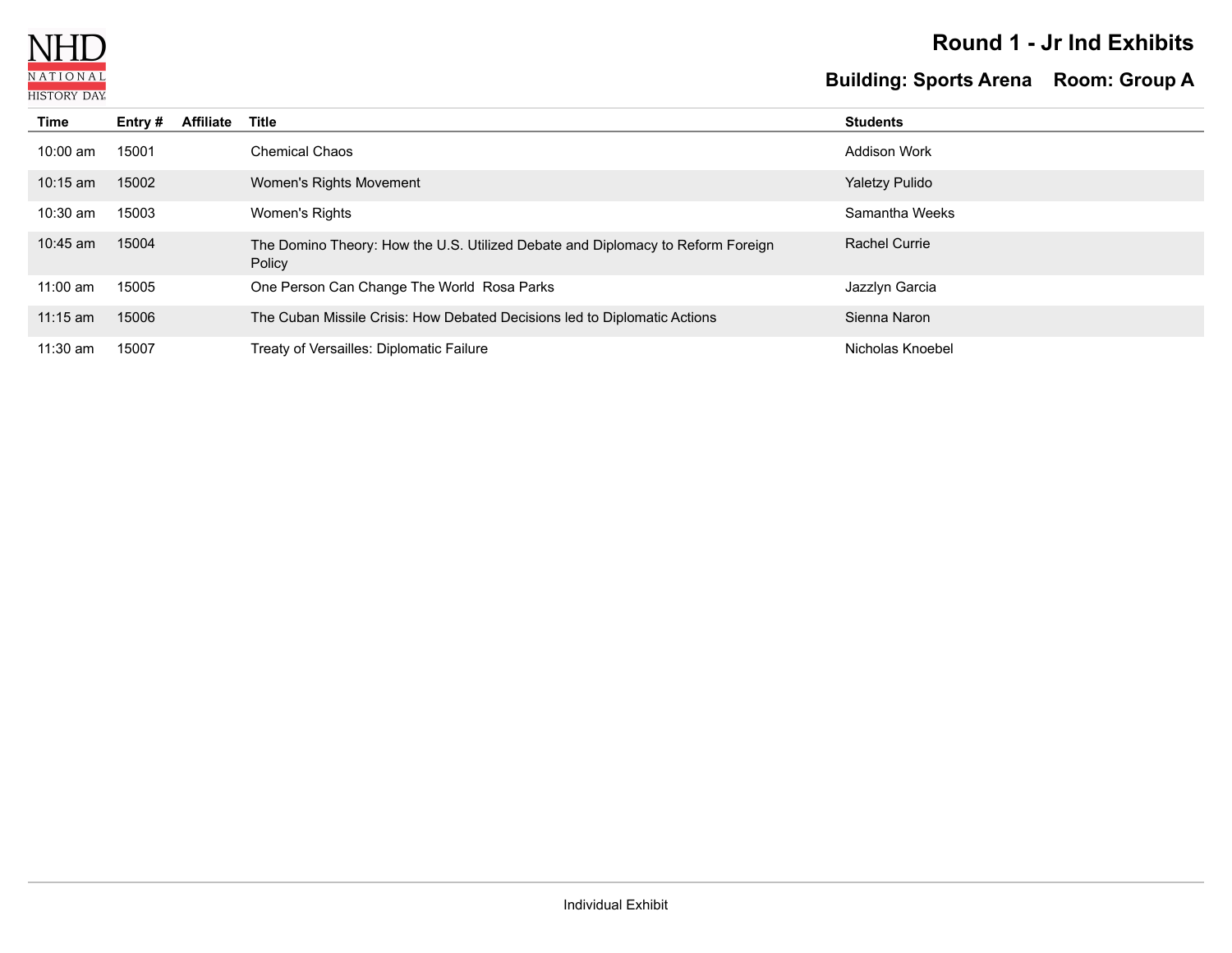# Round 1 - Jr Ind Exhibits

## Building: Sports Arena    Room: Group A

| Time | Entry # | Affiliate | Title | Students |
|---|---|---|---|---|
| 10:00 am | 15001 | | Chemical Chaos | Addison Work |
| 10:15 am | 15002 | | Women's Rights Movement | Yaletzy Pulido |
| 10:30 am | 15003 | | Women's Rights | Samantha Weeks |
| 10:45 am | 15004 | | The Domino Theory: How the U.S. Utilized Debate and Diplomacy to Reform Foreign Policy | Rachel Currie |
| 11:00 am | 15005 | | One Person Can Change The World  Rosa Parks | Jazzlyn Garcia |
| 11:15 am | 15006 | | The Cuban Missile Crisis: How Debated Decisions led to Diplomatic Actions | Sienna Naron |
| 11:30 am | 15007 | | Treaty of Versailles: Diplomatic Failure | Nicholas Knoebel |

Individual Exhibit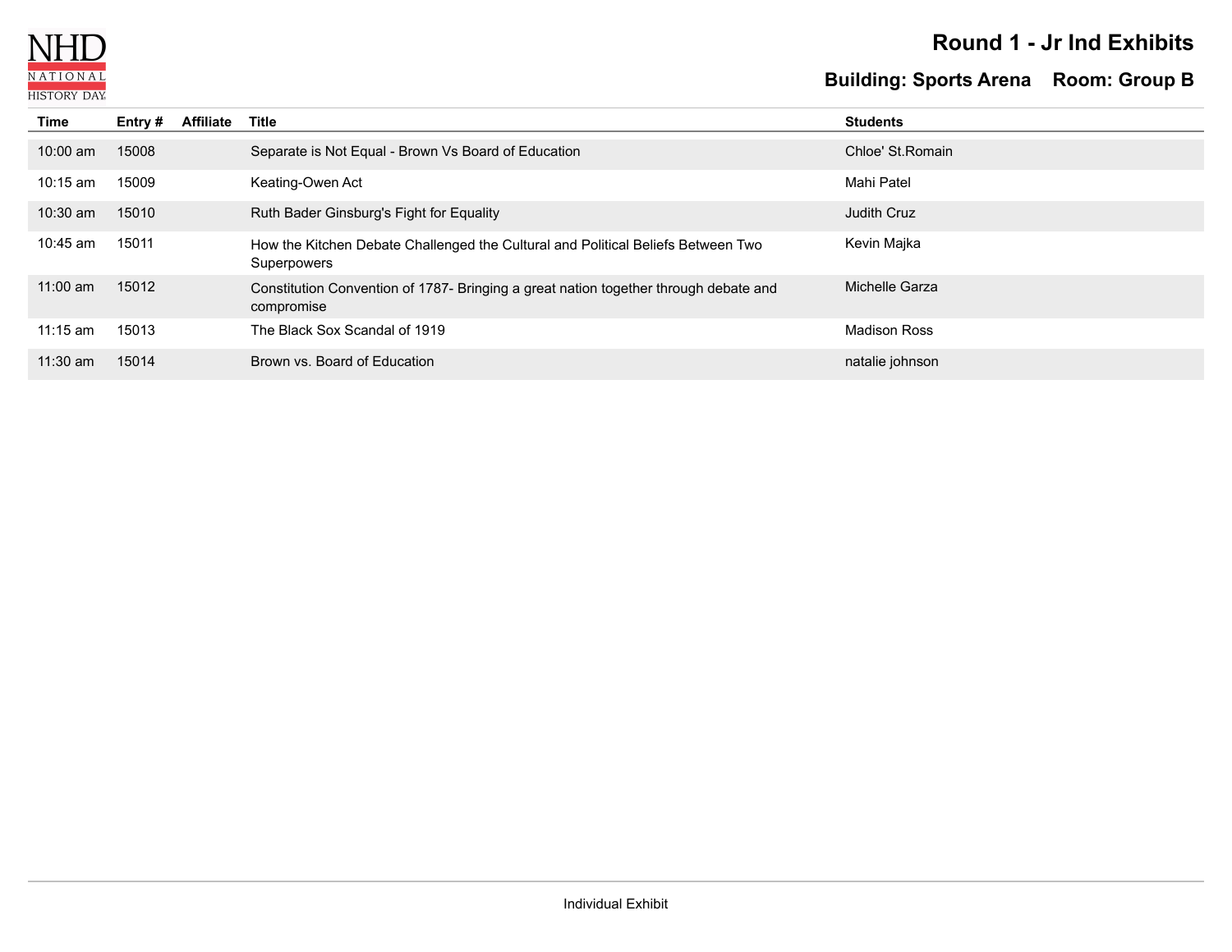NHD NATIONAL HISTORY DAY

# Round 1 - Jr Ind Exhibits

## Building: Sports Arena    Room: Group B

| Time | Entry # | Affiliate | Title | Students |
|---|---|---|---|---|
| 10:00 am | 15008 | | Separate is Not Equal - Brown Vs Board of Education | Chloe' St.Romain |
| 10:15 am | 15009 | | Keating-Owen Act | Mahi Patel |
| 10:30 am | 15010 | | Ruth Bader Ginsburg's Fight for Equality | Judith Cruz |
| 10:45 am | 15011 | | How the Kitchen Debate Challenged the Cultural and Political Beliefs Between Two Superpowers | Kevin Majka |
| 11:00 am | 15012 | | Constitution Convention of 1787- Bringing a great nation together through debate and compromise | Michelle Garza |
| 11:15 am | 15013 | | The Black Sox Scandal of 1919 | Madison Ross |
| 11:30 am | 15014 | | Brown vs. Board of Education | natalie johnson |

Individual Exhibit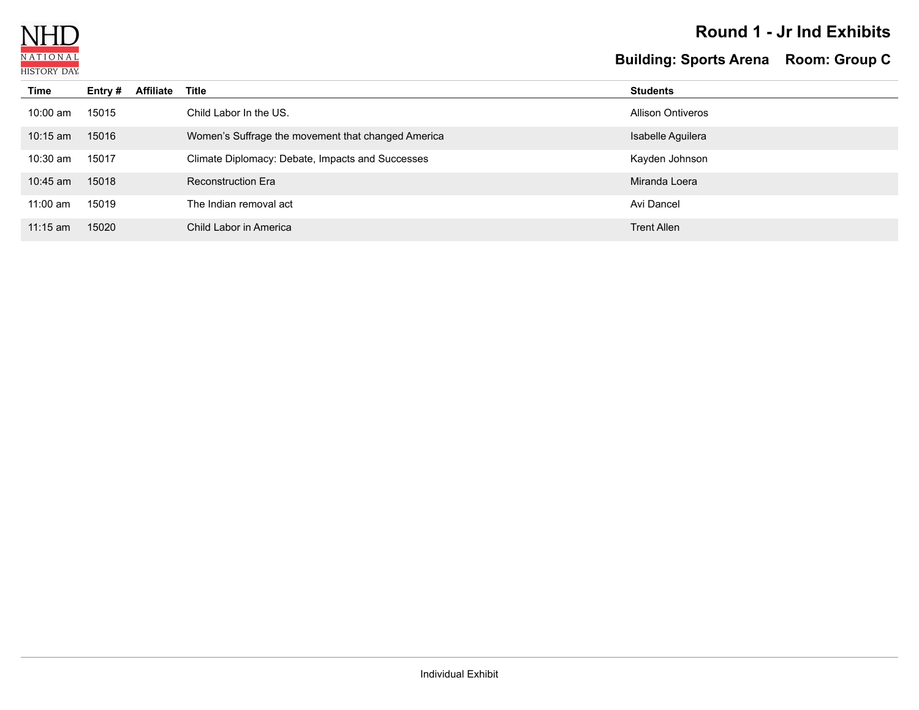NHD NATIONAL HISTORY DAY

# Round 1 - Jr Ind Exhibits

## Building: Sports Arena Room: Group C

| Time | Entry # | Affiliate | Title | Students |
|---|---|---|---|---|
| 10:00 am | 15015 | | Child Labor In the US. | Allison Ontiveros |
| 10:15 am | 15016 | | Women’s Suffrage the movement that changed America | Isabelle Aguilera |
| 10:30 am | 15017 | | Climate Diplomacy: Debate, Impacts and Successes | Kayden Johnson |
| 10:45 am | 15018 | | Reconstruction Era | Miranda Loera |
| 11:00 am | 15019 | | The Indian removal act | Avi Dancel |
| 11:15 am | 15020 | | Child Labor in America | Trent Allen |

Individual Exhibit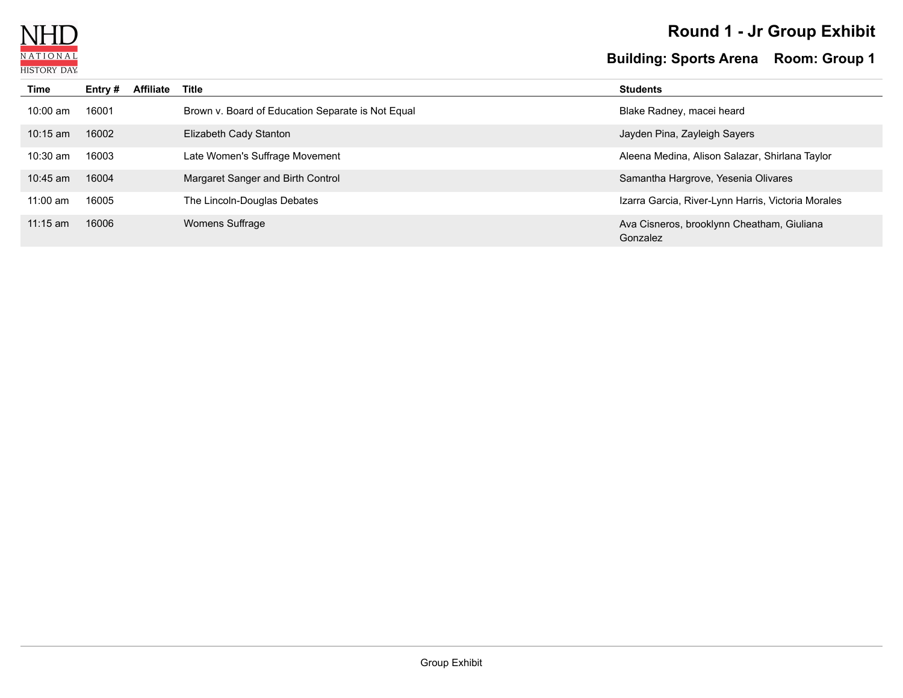# Round 1 - Jr Group Exhibit

## Building: Sports Arena    Room: Group 1

| Time | Entry # | Affiliate | Title | Students |
|---|---|---|---|---|
| 10:00 am | 16001 | | Brown v. Board of Education Separate is Not Equal | Blake Radney, macei heard |
| 10:15 am | 16002 | | Elizabeth Cady Stanton | Jayden Pina, Zayleigh Sayers |
| 10:30 am | 16003 | | Late Women's Suffrage Movement | Aleena Medina, Alison Salazar, Shirlana Taylor |
| 10:45 am | 16004 | | Margaret Sanger and Birth Control | Samantha Hargrove, Yesenia Olivares |
| 11:00 am | 16005 | | The Lincoln-Douglas Debates | Izarra Garcia, River-Lynn Harris, Victoria Morales |
| 11:15 am | 16006 | | Womens Suffrage | Ava Cisneros, brooklynn Cheatham, Giuliana Gonzalez |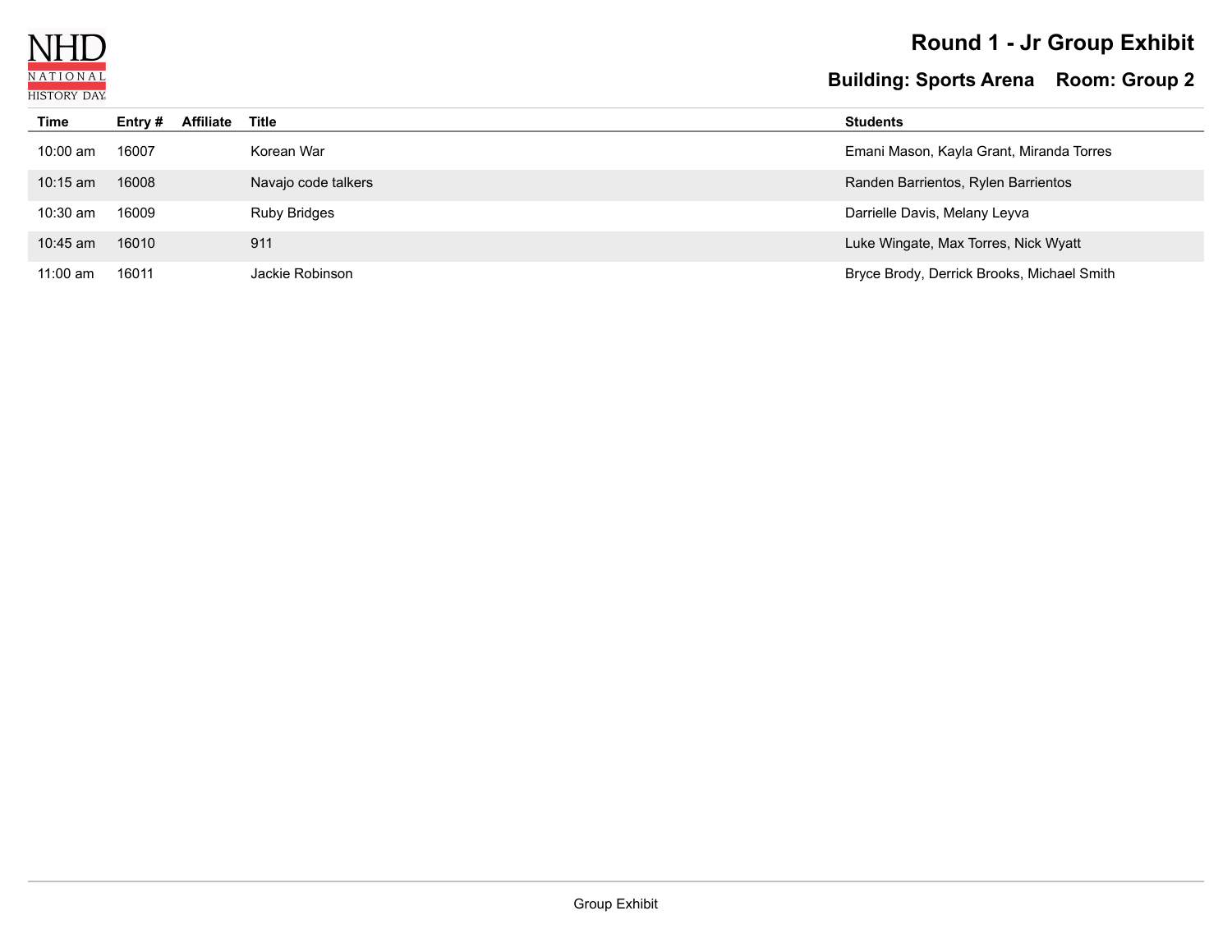# Round 1 - Jr Group Exhibit

## Building: Sports Arena    Room: Group 2

| Time | Entry # | Affiliate | Title | Students |
|---|---|---|---|---|
| 10:00 am | 16007 | | Korean War | Emani Mason, Kayla Grant, Miranda Torres |
| 10:15 am | 16008 | | Navajo code talkers | Randen Barrientos, Rylen Barrientos |
| 10:30 am | 16009 | | Ruby Bridges | Darrielle Davis, Melany Leyva |
| 10:45 am | 16010 | | 911 | Luke Wingate, Max Torres, Nick Wyatt |
| 11:00 am | 16011 | | Jackie Robinson | Bryce Brody, Derrick Brooks, Michael Smith |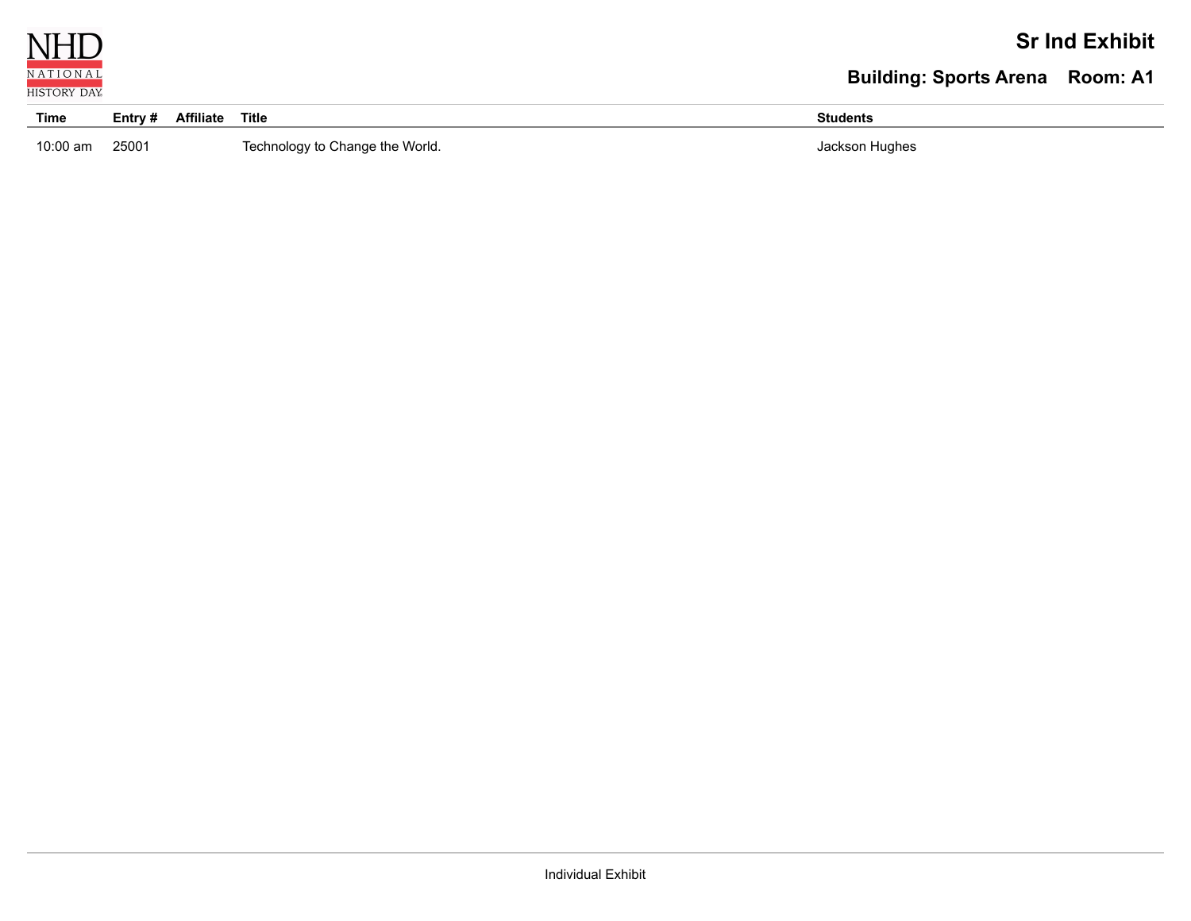# Sr Ind Exhibit

## Building: Sports Arena Room: A1

| Time | Entry # | Affiliate | Title | Students |
| --- | --- | --- | --- | --- |
| 10:00 am | 25001 | | Technology to Change the World. | Jackson Hughes |

Individual Exhibit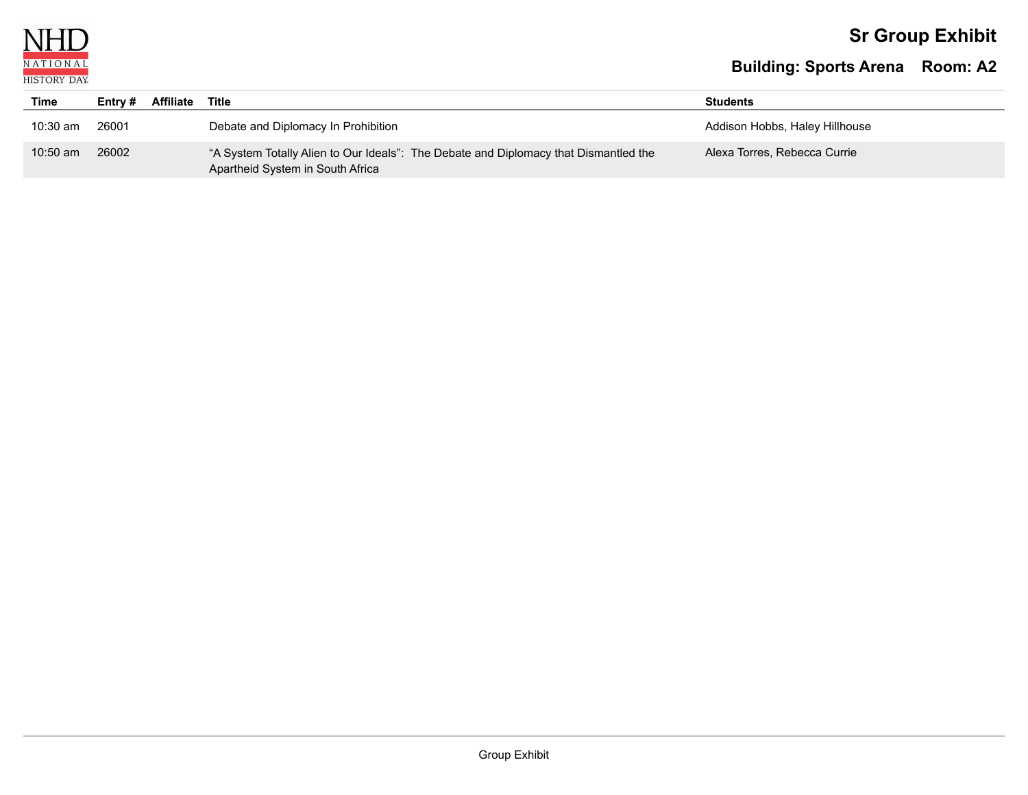# Sr Group Exhibit

## Building: Sports Arena Room: A2

| Time | Entry # | Affiliate | Title | Students |
|---|---|---|---|---|
| 10:30 am | 26001 | | Debate and Diplomacy In Prohibition | Addison Hobbs, Haley Hillhouse |
| 10:50 am | 26002 | | “A System Totally Alien to Our Ideals”: The Debate and Diplomacy that Dismantled the Apartheid System in South Africa | Alexa Torres, Rebecca Currie |